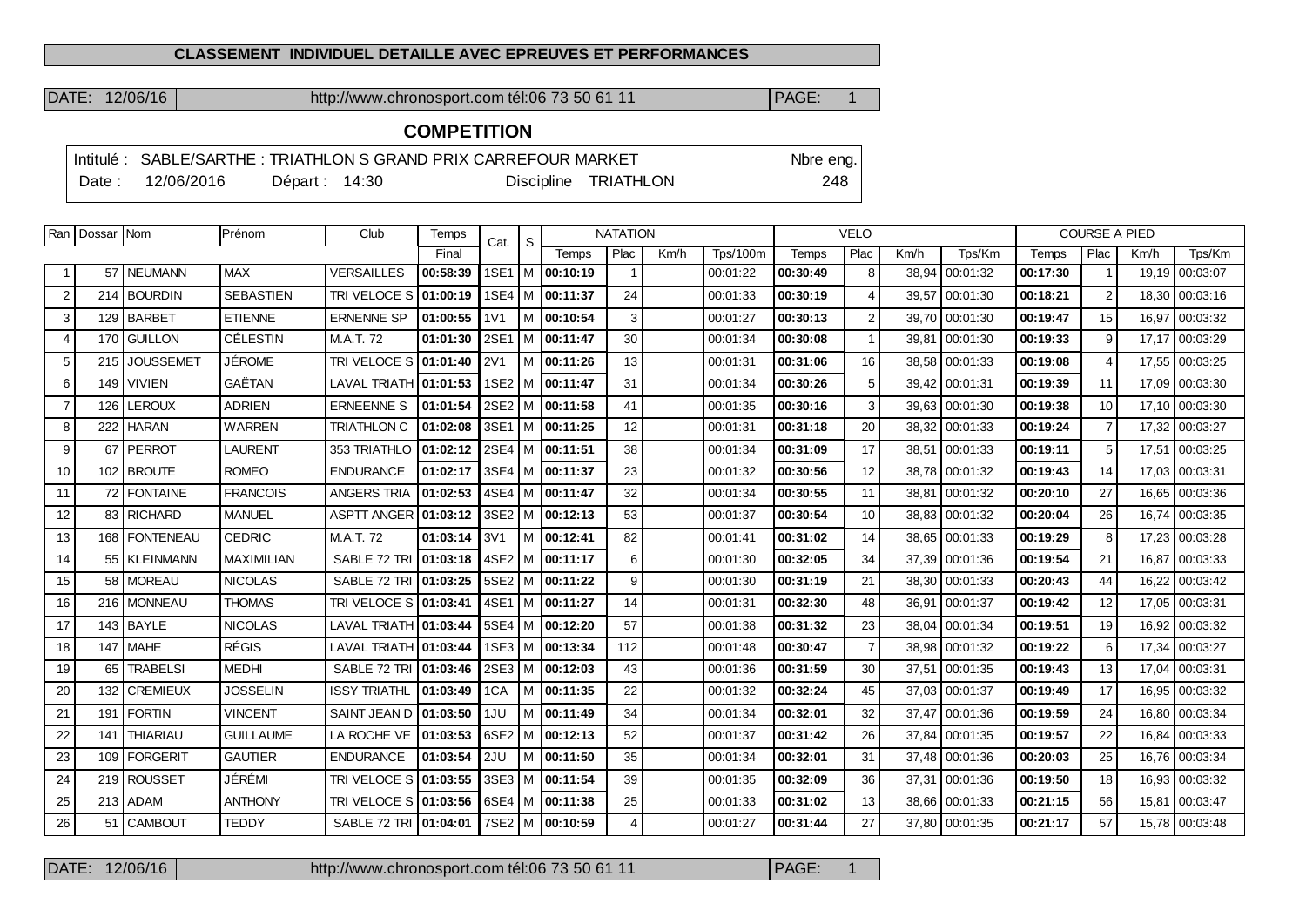## CLASSEMENT INDIVIDUEL DETAILLE AVEC EPREUVES ET PERFORMANCES

DATE: 12/06/16 http://www.chronosport.com tél:06 73 50 61 11 PAGE: 1

# COMPETITION

Intitulé : SABLE/SARTHE : TRIATHLON S GRAND PRIX CARREFOUR MARKET Nbre eng.
Date : 12/06/2016 Départ : 14:30 Discipline TRIATHLON 248

| Ran | Dossar | Nom | Prénom | Club | Temps | Cat. | S | NATATION | | | | VELO | | | | COURSE A PIED | | | |
|---|---|---|---|---|---|---|---|---|---|---|---|---|---|---|---|---|---|---|---|
| | | | | | Final | | | Temps | Plac | Km/h | Tps/100m | Temps | Plac | Km/h | Tps/Km | Temps | Plac | Km/h | Tps/Km |
| 1 | 57 | NEUMANN | MAX | VERSAILLES | 00:58:39 | 1SE1 | M | 00:10:19 | 1 | | 00:01:22 | 00:30:49 | 8 | 38,94 | 00:01:32 | 00:17:30 | 1 | 19,19 | 00:03:07 |
| 2 | 214 | BOURDIN | SEBASTIEN | TRI VELOCE S | 01:00:19 | 1SE4 | M | 00:11:37 | 24 | | 00:01:33 | 00:30:19 | 4 | 39,57 | 00:01:30 | 00:18:21 | 2 | 18,30 | 00:03:16 |
| 3 | 129 | BARBET | ETIENNE | ERNENNE SP | 01:00:55 | 1V1 | M | 00:10:54 | 3 | | 00:01:27 | 00:30:13 | 2 | 39,70 | 00:01:30 | 00:19:47 | 15 | 16,97 | 00:03:32 |
| 4 | 170 | GUILLON | CÉLESTIN | M.A.T. 72 | 01:01:30 | 2SE1 | M | 00:11:47 | 30 | | 00:01:34 | 00:30:08 | 1 | 39,81 | 00:01:30 | 00:19:33 | 9 | 17,17 | 00:03:29 |
| 5 | 215 | JOUSSEMET | JÉROME | TRI VELOCE S | 01:01:40 | 2V1 | M | 00:11:26 | 13 | | 00:01:31 | 00:31:06 | 16 | 38,58 | 00:01:33 | 00:19:08 | 4 | 17,55 | 00:03:25 |
| 6 | 149 | VIVIEN | GAËTAN | LAVAL TRIATH | 01:01:53 | 1SE2 | M | 00:11:47 | 31 | | 00:01:34 | 00:30:26 | 5 | 39,42 | 00:01:31 | 00:19:39 | 11 | 17,09 | 00:03:30 |
| 7 | 126 | LEROUX | ADRIEN | ERNEENNE S | 01:01:54 | 2SE2 | M | 00:11:58 | 41 | | 00:01:35 | 00:30:16 | 3 | 39,63 | 00:01:30 | 00:19:38 | 10 | 17,10 | 00:03:30 |
| 8 | 222 | HARAN | WARREN | TRIATHLON C | 01:02:08 | 3SE1 | M | 00:11:25 | 12 | | 00:01:31 | 00:31:18 | 20 | 38,32 | 00:01:33 | 00:19:24 | 7 | 17,32 | 00:03:27 |
| 9 | 67 | PERROT | LAURENT | 353 TRIATHLO | 01:02:12 | 2SE4 | M | 00:11:51 | 38 | | 00:01:34 | 00:31:09 | 17 | 38,51 | 00:01:33 | 00:19:11 | 5 | 17,51 | 00:03:25 |
| 10 | 102 | BROUTE | ROMEO | ENDURANCE | 01:02:17 | 3SE4 | M | 00:11:37 | 23 | | 00:01:32 | 00:30:56 | 12 | 38,78 | 00:01:32 | 00:19:43 | 14 | 17,03 | 00:03:31 |
| 11 | 72 | FONTAINE | FRANCOIS | ANGERS TRIA | 01:02:53 | 4SE4 | M | 00:11:47 | 32 | | 00:01:34 | 00:30:55 | 11 | 38,81 | 00:01:32 | 00:20:10 | 27 | 16,65 | 00:03:36 |
| 12 | 83 | RICHARD | MANUEL | ASPTT ANGER | 01:03:12 | 3SE2 | M | 00:12:13 | 53 | | 00:01:37 | 00:30:54 | 10 | 38,83 | 00:01:32 | 00:20:04 | 26 | 16,74 | 00:03:35 |
| 13 | 168 | FONTENEAU | CEDRIC | M.A.T. 72 | 01:03:14 | 3V1 | M | 00:12:41 | 82 | | 00:01:41 | 00:31:02 | 14 | 38,65 | 00:01:33 | 00:19:29 | 8 | 17,23 | 00:03:28 |
| 14 | 55 | KLEINMANN | MAXIMILIAN | SABLE 72 TRI | 01:03:18 | 4SE2 | M | 00:11:17 | 6 | | 00:01:30 | 00:32:05 | 34 | 37,39 | 00:01:36 | 00:19:54 | 21 | 16,87 | 00:03:33 |
| 15 | 58 | MOREAU | NICOLAS | SABLE 72 TRI | 01:03:25 | 5SE2 | M | 00:11:22 | 9 | | 00:01:30 | 00:31:19 | 21 | 38,30 | 00:01:33 | 00:20:43 | 44 | 16,22 | 00:03:42 |
| 16 | 216 | MONNEAU | THOMAS | TRI VELOCE S | 01:03:41 | 4SE1 | M | 00:11:27 | 14 | | 00:01:31 | 00:32:30 | 48 | 36,91 | 00:01:37 | 00:19:42 | 12 | 17,05 | 00:03:31 |
| 17 | 143 | BAYLE | NICOLAS | LAVAL TRIATH | 01:03:44 | 5SE4 | M | 00:12:20 | 57 | | 00:01:38 | 00:31:32 | 23 | 38,04 | 00:01:34 | 00:19:51 | 19 | 16,92 | 00:03:32 |
| 18 | 147 | MAHE | RÉGIS | LAVAL TRIATH | 01:03:44 | 1SE3 | M | 00:13:34 | 112 | | 00:01:48 | 00:30:47 | 7 | 38,98 | 00:01:32 | 00:19:22 | 6 | 17,34 | 00:03:27 |
| 19 | 65 | TRABELSI | MEDHI | SABLE 72 TRI | 01:03:46 | 2SE3 | M | 00:12:03 | 43 | | 00:01:36 | 00:31:59 | 30 | 37,51 | 00:01:35 | 00:19:43 | 13 | 17,04 | 00:03:31 |
| 20 | 132 | CREMIEUX | JOSSELIN | ISSY TRIATHL | 01:03:49 | 1CA | M | 00:11:35 | 22 | | 00:01:32 | 00:32:24 | 45 | 37,03 | 00:01:37 | 00:19:49 | 17 | 16,95 | 00:03:32 |
| 21 | 191 | FORTIN | VINCENT | SAINT JEAN D | 01:03:50 | 1JU | M | 00:11:49 | 34 | | 00:01:34 | 00:32:01 | 32 | 37,47 | 00:01:36 | 00:19:59 | 24 | 16,80 | 00:03:34 |
| 22 | 141 | THIARIAU | GUILLAUME | LA ROCHE VE | 01:03:53 | 6SE2 | M | 00:12:13 | 52 | | 00:01:37 | 00:31:42 | 26 | 37,84 | 00:01:35 | 00:19:57 | 22 | 16,84 | 00:03:33 |
| 23 | 109 | FORGERIT | GAUTIER | ENDURANCE | 01:03:54 | 2JU | M | 00:11:50 | 35 | | 00:01:34 | 00:32:01 | 31 | 37,48 | 00:01:36 | 00:20:03 | 25 | 16,76 | 00:03:34 |
| 24 | 219 | ROUSSET | JÉRÉMI | TRI VELOCE S | 01:03:55 | 3SE3 | M | 00:11:54 | 39 | | 00:01:35 | 00:32:09 | 36 | 37,31 | 00:01:36 | 00:19:50 | 18 | 16,93 | 00:03:32 |
| 25 | 213 | ADAM | ANTHONY | TRI VELOCE S | 01:03:56 | 6SE4 | M | 00:11:38 | 25 | | 00:01:33 | 00:31:02 | 13 | 38,66 | 00:01:33 | 00:21:15 | 56 | 15,81 | 00:03:47 |
| 26 | 51 | CAMBOUT | TEDDY | SABLE 72 TRI | 01:04:01 | 7SE2 | M | 00:10:59 | 4 | | 00:01:27 | 00:31:44 | 27 | 37,80 | 00:01:35 | 00:21:17 | 57 | 15,78 | 00:03:48 |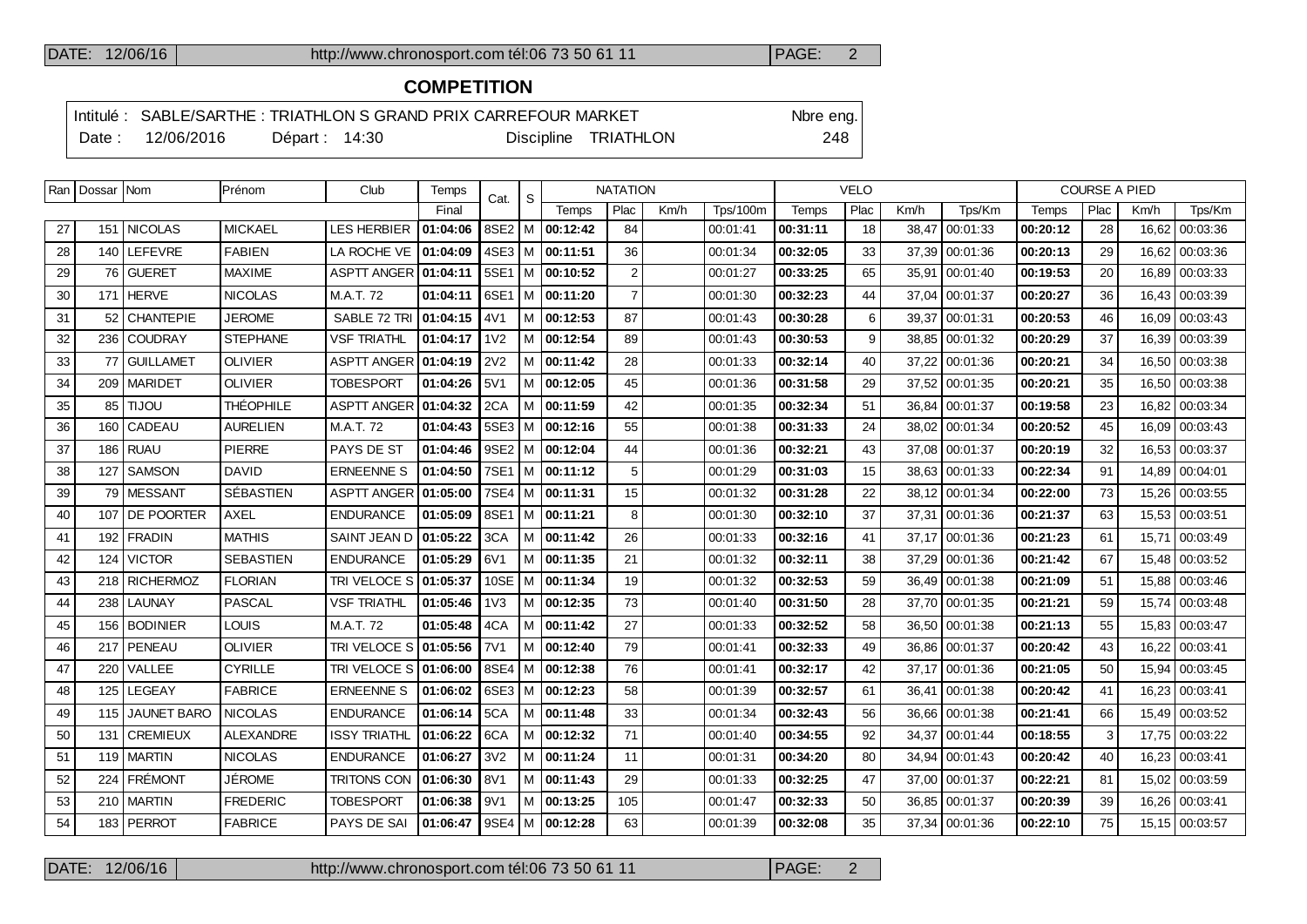## COMPETITION

Intitulé : SABLE/SARTHE : TRIATHLON S GRAND PRIX CARREFOUR MARKET — Nbre eng.

Date : 12/06/2016 — Départ : 14:30 — Discipline TRIATHLON — 248

| Ran | Dossar | Nom | Prénom | Club | Temps | Cat. | S | NATATION | | | | VELO | | | | COURSE A PIED | | | |
|---|---|---|---|---|---|---|---|---|---|---|---|---|---|---|---|---|---|---|---|
| | | | | | Final | | | Temps | Plac | Km/h | Tps/100m | Temps | Plac | Km/h | Tps/Km | Temps | Plac | Km/h | Tps/Km |
| 27 | 151 | NICOLAS | MICKAEL | LES HERBIER | 01:04:06 | 8SE2 | M | 00:12:42 | 84 | | 00:01:41 | 00:31:11 | 18 | 38,47 | 00:01:33 | 00:20:12 | 28 | 16,62 | 00:03:36 |
| 28 | 140 | LEFEVRE | FABIEN | LA ROCHE VE | 01:04:09 | 4SE3 | M | 00:11:51 | 36 | | 00:01:34 | 00:32:05 | 33 | 37,39 | 00:01:36 | 00:20:13 | 29 | 16,62 | 00:03:36 |
| 29 | 76 | GUERET | MAXIME | ASPTT ANGER | 01:04:11 | 5SE1 | M | 00:10:52 | 2 | | 00:01:27 | 00:33:25 | 65 | 35,91 | 00:01:40 | 00:19:53 | 20 | 16,89 | 00:03:33 |
| 30 | 171 | HERVE | NICOLAS | M.A.T. 72 | 01:04:11 | 6SE1 | M | 00:11:20 | 7 | | 00:01:30 | 00:32:23 | 44 | 37,04 | 00:01:37 | 00:20:27 | 36 | 16,43 | 00:03:39 |
| 31 | 52 | CHANTEPIE | JEROME | SABLE 72 TRI | 01:04:15 | 4V1 | M | 00:12:53 | 87 | | 00:01:43 | 00:30:28 | 6 | 39,37 | 00:01:31 | 00:20:53 | 46 | 16,09 | 00:03:43 |
| 32 | 236 | COUDRAY | STEPHANE | VSF TRIATHL | 01:04:17 | 1V2 | M | 00:12:54 | 89 | | 00:01:43 | 00:30:53 | 9 | 38,85 | 00:01:32 | 00:20:29 | 37 | 16,39 | 00:03:39 |
| 33 | 77 | GUILLAMET | OLIVIER | ASPTT ANGER | 01:04:19 | 2V2 | M | 00:11:42 | 28 | | 00:01:33 | 00:32:14 | 40 | 37,22 | 00:01:36 | 00:20:21 | 34 | 16,50 | 00:03:38 |
| 34 | 209 | MARIDET | OLIVIER | TOBESPORT | 01:04:26 | 5V1 | M | 00:12:05 | 45 | | 00:01:36 | 00:31:58 | 29 | 37,52 | 00:01:35 | 00:20:21 | 35 | 16,50 | 00:03:38 |
| 35 | 85 | TIJOU | THÉOPHILE | ASPTT ANGER | 01:04:32 | 2CA | M | 00:11:59 | 42 | | 00:01:35 | 00:32:34 | 51 | 36,84 | 00:01:37 | 00:19:58 | 23 | 16,82 | 00:03:34 |
| 36 | 160 | CADEAU | AURELIEN | M.A.T. 72 | 01:04:43 | 5SE3 | M | 00:12:16 | 55 | | 00:01:38 | 00:31:33 | 24 | 38,02 | 00:01:34 | 00:20:52 | 45 | 16,09 | 00:03:43 |
| 37 | 186 | RUAU | PIERRE | PAYS DE ST | 01:04:46 | 9SE2 | M | 00:12:04 | 44 | | 00:01:36 | 00:32:21 | 43 | 37,08 | 00:01:37 | 00:20:19 | 32 | 16,53 | 00:03:37 |
| 38 | 127 | SAMSON | DAVID | ERNEENNE S | 01:04:50 | 7SE1 | M | 00:11:12 | 5 | | 00:01:29 | 00:31:03 | 15 | 38,63 | 00:01:33 | 00:22:34 | 91 | 14,89 | 00:04:01 |
| 39 | 79 | MESSANT | SÉBASTIEN | ASPTT ANGER | 01:05:00 | 7SE4 | M | 00:11:31 | 15 | | 00:01:32 | 00:31:28 | 22 | 38,12 | 00:01:34 | 00:22:00 | 73 | 15,26 | 00:03:55 |
| 40 | 107 | DE POORTER | AXEL | ENDURANCE | 01:05:09 | 8SE1 | M | 00:11:21 | 8 | | 00:01:30 | 00:32:10 | 37 | 37,31 | 00:01:36 | 00:21:37 | 63 | 15,53 | 00:03:51 |
| 41 | 192 | FRADIN | MATHIS | SAINT JEAN D | 01:05:22 | 3CA | M | 00:11:42 | 26 | | 00:01:33 | 00:32:16 | 41 | 37,17 | 00:01:36 | 00:21:23 | 61 | 15,71 | 00:03:49 |
| 42 | 124 | VICTOR | SEBASTIEN | ENDURANCE | 01:05:29 | 6V1 | M | 00:11:35 | 21 | | 00:01:32 | 00:32:11 | 38 | 37,29 | 00:01:36 | 00:21:42 | 67 | 15,48 | 00:03:52 |
| 43 | 218 | RICHERMOZ | FLORIAN | TRI VELOCE S | 01:05:37 | 10SE | M | 00:11:34 | 19 | | 00:01:32 | 00:32:53 | 59 | 36,49 | 00:01:38 | 00:21:09 | 51 | 15,88 | 00:03:46 |
| 44 | 238 | LAUNAY | PASCAL | VSF TRIATHL | 01:05:46 | 1V3 | M | 00:12:35 | 73 | | 00:01:40 | 00:31:50 | 28 | 37,70 | 00:01:35 | 00:21:21 | 59 | 15,74 | 00:03:48 |
| 45 | 156 | BODINIER | LOUIS | M.A.T. 72 | 01:05:48 | 4CA | M | 00:11:42 | 27 | | 00:01:33 | 00:32:52 | 58 | 36,50 | 00:01:38 | 00:21:13 | 55 | 15,83 | 00:03:47 |
| 46 | 217 | PENEAU | OLIVIER | TRI VELOCE S | 01:05:56 | 7V1 | M | 00:12:40 | 79 | | 00:01:41 | 00:32:33 | 49 | 36,86 | 00:01:37 | 00:20:42 | 43 | 16,22 | 00:03:41 |
| 47 | 220 | VALLEE | CYRILLE | TRI VELOCE S | 01:06:00 | 8SE4 | M | 00:12:38 | 76 | | 00:01:41 | 00:32:17 | 42 | 37,17 | 00:01:36 | 00:21:05 | 50 | 15,94 | 00:03:45 |
| 48 | 125 | LEGEAY | FABRICE | ERNEENNE S | 01:06:02 | 6SE3 | M | 00:12:23 | 58 | | 00:01:39 | 00:32:57 | 61 | 36,41 | 00:01:38 | 00:20:42 | 41 | 16,23 | 00:03:41 |
| 49 | 115 | JAUNET BARO | NICOLAS | ENDURANCE | 01:06:14 | 5CA | M | 00:11:48 | 33 | | 00:01:34 | 00:32:43 | 56 | 36,66 | 00:01:38 | 00:21:41 | 66 | 15,49 | 00:03:52 |
| 50 | 131 | CREMIEUX | ALEXANDRE | ISSY TRIATHL | 01:06:22 | 6CA | M | 00:12:32 | 71 | | 00:01:40 | 00:34:55 | 92 | 34,37 | 00:01:44 | 00:18:55 | 3 | 17,75 | 00:03:22 |
| 51 | 119 | MARTIN | NICOLAS | ENDURANCE | 01:06:27 | 3V2 | M | 00:11:24 | 11 | | 00:01:31 | 00:34:20 | 80 | 34,94 | 00:01:43 | 00:20:42 | 40 | 16,23 | 00:03:41 |
| 52 | 224 | FRÉMONT | JÉROME | TRITONS CON | 01:06:30 | 8V1 | M | 00:11:43 | 29 | | 00:01:33 | 00:32:25 | 47 | 37,00 | 00:01:37 | 00:22:21 | 81 | 15,02 | 00:03:59 |
| 53 | 210 | MARTIN | FREDERIC | TOBESPORT | 01:06:38 | 9V1 | M | 00:13:25 | 105 | | 00:01:47 | 00:32:33 | 50 | 36,85 | 00:01:37 | 00:20:39 | 39 | 16,26 | 00:03:41 |
| 54 | 183 | PERROT | FABRICE | PAYS DE SAI | 01:06:47 | 9SE4 | M | 00:12:28 | 63 | | 00:01:39 | 00:32:08 | 35 | 37,34 | 00:01:36 | 00:22:10 | 75 | 15,15 | 00:03:57 |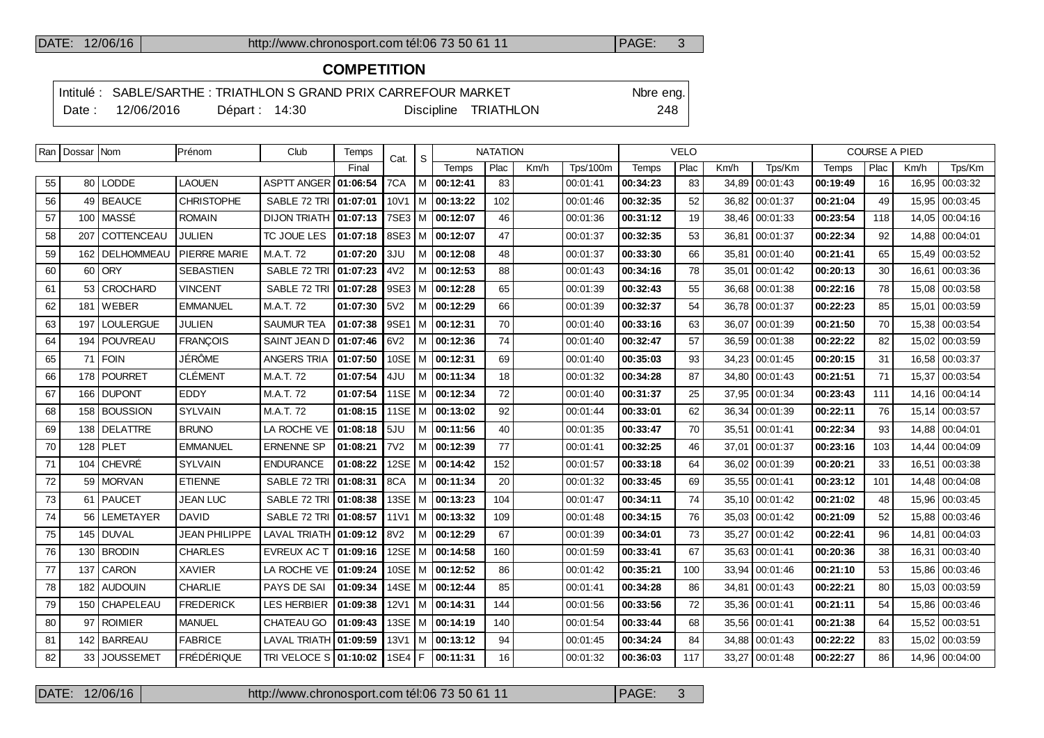## COMPETITION

Intitulé : SABLE/SARTHE : TRIATHLON S GRAND PRIX CARREFOUR MARKET — Nbre eng.

Date : 12/06/2016 — Départ : 14:30 — Discipline TRIATHLON — 248

| Ran | Dossar | Nom | Prénom | Club | Temps | Cat. | S | NATATION | | | | VELO | | | | COURSE A PIED | | | |
|---|---|---|---|---|---|---|---|---|---|---|---|---|---|---|---|---|---|---|---|
| | | | | | Final | | | Temps | Plac | Km/h | Tps/100m | Temps | Plac | Km/h | Tps/Km | Temps | Plac | Km/h | Tps/Km |
| 55 | 80 | LODDE | LAOUEN | ASPTT ANGER | **01:06:54** | 7CA | M | **00:12:41** | 83 | | 00:01:41 | **00:34:23** | 83 | 34,89 | 00:01:43 | **00:19:49** | 16 | 16,95 | 00:03:32 |
| 56 | 49 | BEAUCE | CHRISTOPHE | SABLE 72 TRI | **01:07:01** | 10V1 | M | **00:13:22** | 102 | | 00:01:46 | **00:32:35** | 52 | 36,82 | 00:01:37 | **00:21:04** | 49 | 15,95 | 00:03:45 |
| 57 | 100 | MASSÉ | ROMAIN | DIJON TRIATH | **01:07:13** | 7SE3 | M | **00:12:07** | 46 | | 00:01:36 | **00:31:12** | 19 | 38,46 | 00:01:33 | **00:23:54** | 118 | 14,05 | 00:04:16 |
| 58 | 207 | COTTENCEAU | JULIEN | TC JOUE LES | **01:07:18** | 8SE3 | M | **00:12:07** | 47 | | 00:01:37 | **00:32:35** | 53 | 36,81 | 00:01:37 | **00:22:34** | 92 | 14,88 | 00:04:01 |
| 59 | 162 | DELHOMMEAU | PIERRE MARIE | M.A.T. 72 | **01:07:20** | 3JU | M | **00:12:08** | 48 | | 00:01:37 | **00:33:30** | 66 | 35,81 | 00:01:40 | **00:21:41** | 65 | 15,49 | 00:03:52 |
| 60 | 60 | ORY | SEBASTIEN | SABLE 72 TRI | **01:07:23** | 4V2 | M | **00:12:53** | 88 | | 00:01:43 | **00:34:16** | 78 | 35,01 | 00:01:42 | **00:20:13** | 30 | 16,61 | 00:03:36 |
| 61 | 53 | CROCHARD | VINCENT | SABLE 72 TRI | **01:07:28** | 9SE3 | M | **00:12:28** | 65 | | 00:01:39 | **00:32:43** | 55 | 36,68 | 00:01:38 | **00:22:16** | 78 | 15,08 | 00:03:58 |
| 62 | 181 | WEBER | EMMANUEL | M.A.T. 72 | **01:07:30** | 5V2 | M | **00:12:29** | 66 | | 00:01:39 | **00:32:37** | 54 | 36,78 | 00:01:37 | **00:22:23** | 85 | 15,01 | 00:03:59 |
| 63 | 197 | LOULERGUE | JULIEN | SAUMUR TEA | **01:07:38** | 9SE1 | M | **00:12:31** | 70 | | 00:01:40 | **00:33:16** | 63 | 36,07 | 00:01:39 | **00:21:50** | 70 | 15,38 | 00:03:54 |
| 64 | 194 | POUVREAU | FRANÇOIS | SAINT JEAN D | **01:07:46** | 6V2 | M | **00:12:36** | 74 | | 00:01:40 | **00:32:47** | 57 | 36,59 | 00:01:38 | **00:22:22** | 82 | 15,02 | 00:03:59 |
| 65 | 71 | FOIN | JÉRÔME | ANGERS TRIA | **01:07:50** | 10SE | M | **00:12:31** | 69 | | 00:01:40 | **00:35:03** | 93 | 34,23 | 00:01:45 | **00:20:15** | 31 | 16,58 | 00:03:37 |
| 66 | 178 | POURRET | CLÉMENT | M.A.T. 72 | **01:07:54** | 4JU | M | **00:11:34** | 18 | | 00:01:32 | **00:34:28** | 87 | 34,80 | 00:01:43 | **00:21:51** | 71 | 15,37 | 00:03:54 |
| 67 | 166 | DUPONT | EDDY | M.A.T. 72 | **01:07:54** | 11SE | M | **00:12:34** | 72 | | 00:01:40 | **00:31:37** | 25 | 37,95 | 00:01:34 | **00:23:43** | 111 | 14,16 | 00:04:14 |
| 68 | 158 | BOUSSION | SYLVAIN | M.A.T. 72 | **01:08:15** | 11SE | M | **00:13:02** | 92 | | 00:01:44 | **00:33:01** | 62 | 36,34 | 00:01:39 | **00:22:11** | 76 | 15,14 | 00:03:57 |
| 69 | 138 | DELATTRE | BRUNO | LA ROCHE VE | **01:08:18** | 5JU | M | **00:11:56** | 40 | | 00:01:35 | **00:33:47** | 70 | 35,51 | 00:01:41 | **00:22:34** | 93 | 14,88 | 00:04:01 |
| 70 | 128 | PLET | EMMANUEL | ERNENNE SP | **01:08:21** | 7V2 | M | **00:12:39** | 77 | | 00:01:41 | **00:32:25** | 46 | 37,01 | 00:01:37 | **00:23:16** | 103 | 14,44 | 00:04:09 |
| 71 | 104 | CHEVRÉ | SYLVAIN | ENDURANCE | **01:08:22** | 12SE | M | **00:14:42** | 152 | | 00:01:57 | **00:33:18** | 64 | 36,02 | 00:01:39 | **00:20:21** | 33 | 16,51 | 00:03:38 |
| 72 | 59 | MORVAN | ETIENNE | SABLE 72 TRI | **01:08:31** | 8CA | M | **00:11:34** | 20 | | 00:01:32 | **00:33:45** | 69 | 35,55 | 00:01:41 | **00:23:12** | 101 | 14,48 | 00:04:08 |
| 73 | 61 | PAUCET | JEAN LUC | SABLE 72 TRI | **01:08:38** | 13SE | M | **00:13:23** | 104 | | 00:01:47 | **00:34:11** | 74 | 35,10 | 00:01:42 | **00:21:02** | 48 | 15,96 | 00:03:45 |
| 74 | 56 | LEMETAYER | DAVID | SABLE 72 TRI | **01:08:57** | 11V1 | M | **00:13:32** | 109 | | 00:01:48 | **00:34:15** | 76 | 35,03 | 00:01:42 | **00:21:09** | 52 | 15,88 | 00:03:46 |
| 75 | 145 | DUVAL | JEAN PHILIPPE | LAVAL TRIATH | **01:09:12** | 8V2 | M | **00:12:29** | 67 | | 00:01:39 | **00:34:01** | 73 | 35,27 | 00:01:42 | **00:22:41** | 96 | 14,81 | 00:04:03 |
| 76 | 130 | BRODIN | CHARLES | EVREUX AC T | **01:09:16** | 12SE | M | **00:14:58** | 160 | | 00:01:59 | **00:33:41** | 67 | 35,63 | 00:01:41 | **00:20:36** | 38 | 16,31 | 00:03:40 |
| 77 | 137 | CARON | XAVIER | LA ROCHE VE | **01:09:24** | 10SE | M | **00:12:52** | 86 | | 00:01:42 | **00:35:21** | 100 | 33,94 | 00:01:46 | **00:21:10** | 53 | 15,86 | 00:03:46 |
| 78 | 182 | AUDOUIN | CHARLIE | PAYS DE SAI | **01:09:34** | 14SE | M | **00:12:44** | 85 | | 00:01:41 | **00:34:28** | 86 | 34,81 | 00:01:43 | **00:22:21** | 80 | 15,03 | 00:03:59 |
| 79 | 150 | CHAPELEAU | FREDERICK | LES HERBIER | **01:09:38** | 12V1 | M | **00:14:31** | 144 | | 00:01:56 | **00:33:56** | 72 | 35,36 | 00:01:41 | **00:21:11** | 54 | 15,86 | 00:03:46 |
| 80 | 97 | ROIMIER | MANUEL | CHATEAU GO | **01:09:43** | 13SE | M | **00:14:19** | 140 | | 00:01:54 | **00:33:44** | 68 | 35,56 | 00:01:41 | **00:21:38** | 64 | 15,52 | 00:03:51 |
| 81 | 142 | BARREAU | FABRICE | LAVAL TRIATH | **01:09:59** | 13V1 | M | **00:13:12** | 94 | | 00:01:45 | **00:34:24** | 84 | 34,88 | 00:01:43 | **00:22:22** | 83 | 15,02 | 00:03:59 |
| 82 | 33 | JOUSSEMET | FRÉDÉRIQUE | TRI VELOCE S | **01:10:02** | 1SE4 | F | **00:11:31** | 16 | | 00:01:32 | **00:36:03** | 117 | 33,27 | 00:01:48 | **00:22:27** | 86 | 14,96 | 00:04:00 |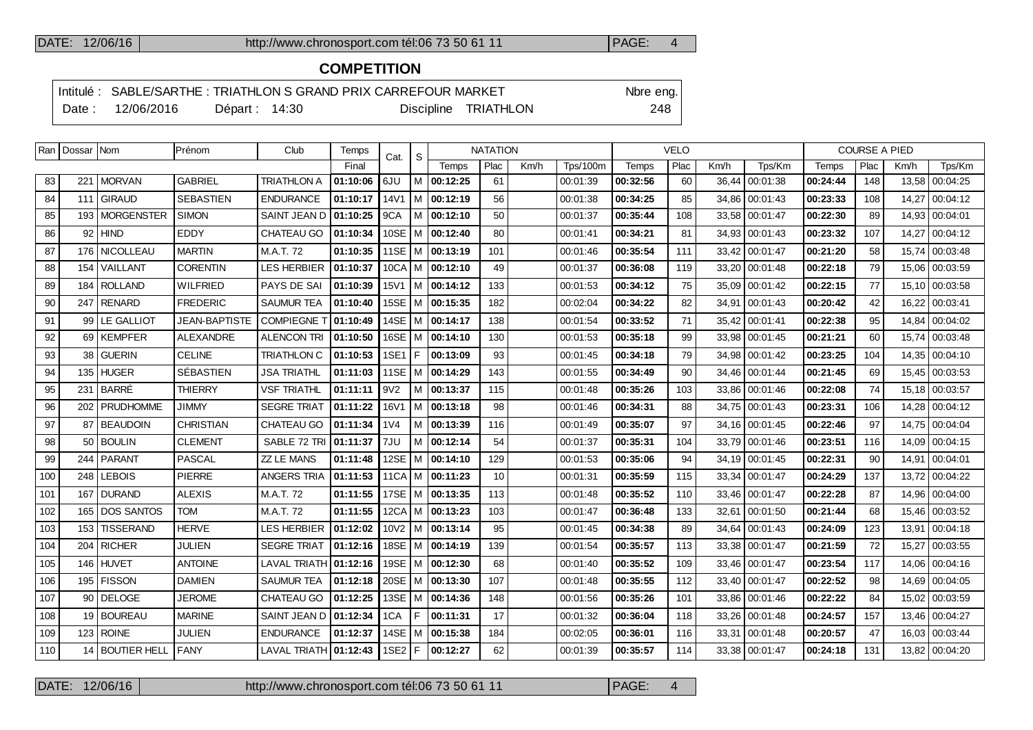## COMPETITION

Intitulé : SABLE/SARTHE : TRIATHLON S GRAND PRIX CARREFOUR MARKET — Nbre eng. 248

Date : 12/06/2016 — Départ : 14:30 — Discipline TRIATHLON

| Ran | Dossar | Nom | Prénom | Club | Temps | Cat. | S | NATATION | | | | VELO | | | | COURSE A PIED | | | |
|---|---|---|---|---|---|---|---|---|---|---|---|---|---|---|---|---|---|---|---|
| | | | | | Final | | | Temps | Plac | Km/h | Tps/100m | Temps | Plac | Km/h | Tps/Km | Temps | Plac | Km/h | Tps/Km |
| 83 | 221 | MORVAN | GABRIEL | TRIATHLON A | **01:10:06** | 6JU | M | **00:12:25** | 61 | | 00:01:39 | **00:32:56** | 60 | 36,44 | 00:01:38 | **00:24:44** | 148 | 13,58 | 00:04:25 |
| 84 | 111 | GIRAUD | SEBASTIEN | ENDURANCE | **01:10:17** | 14V1 | M | **00:12:19** | 56 | | 00:01:38 | **00:34:25** | 85 | 34,86 | 00:01:43 | **00:23:33** | 108 | 14,27 | 00:04:12 |
| 85 | 193 | MORGENSTER | SIMON | SAINT JEAN D | **01:10:25** | 9CA | M | **00:12:10** | 50 | | 00:01:37 | **00:35:44** | 108 | 33,58 | 00:01:47 | **00:22:30** | 89 | 14,93 | 00:04:01 |
| 86 | 92 | HIND | EDDY | CHATEAU GO | **01:10:34** | 10SE | M | **00:12:40** | 80 | | 00:01:41 | **00:34:21** | 81 | 34,93 | 00:01:43 | **00:23:32** | 107 | 14,27 | 00:04:12 |
| 87 | 176 | NICOLLEAU | MARTIN | M.A.T. 72 | **01:10:35** | 11SE | M | **00:13:19** | 101 | | 00:01:46 | **00:35:54** | 111 | 33,42 | 00:01:47 | **00:21:20** | 58 | 15,74 | 00:03:48 |
| 88 | 154 | VAILLANT | CORENTIN | LES HERBIER | **01:10:37** | 10CA | M | **00:12:10** | 49 | | 00:01:37 | **00:36:08** | 119 | 33,20 | 00:01:48 | **00:22:18** | 79 | 15,06 | 00:03:59 |
| 89 | 184 | ROLLAND | WILFRIED | PAYS DE SAI | **01:10:39** | 15V1 | M | **00:14:12** | 133 | | 00:01:53 | **00:34:12** | 75 | 35,09 | 00:01:42 | **00:22:15** | 77 | 15,10 | 00:03:58 |
| 90 | 247 | RENARD | FREDERIC | SAUMUR TEA | **01:10:40** | 15SE | M | **00:15:35** | 182 | | 00:02:04 | **00:34:22** | 82 | 34,91 | 00:01:43 | **00:20:42** | 42 | 16,22 | 00:03:41 |
| 91 | 99 | LE GALLIOT | JEAN-BAPTISTE | COMPIEGNE T | **01:10:49** | 14SE | M | **00:14:17** | 138 | | 00:01:54 | **00:33:52** | 71 | 35,42 | 00:01:41 | **00:22:38** | 95 | 14,84 | 00:04:02 |
| 92 | 69 | KEMPFER | ALEXANDRE | ALENCON TRI | **01:10:50** | 16SE | M | **00:14:10** | 130 | | 00:01:53 | **00:35:18** | 99 | 33,98 | 00:01:45 | **00:21:21** | 60 | 15,74 | 00:03:48 |
| 93 | 38 | GUERIN | CELINE | TRIATHLON C | **01:10:53** | 1SE1 | F | **00:13:09** | 93 | | 00:01:45 | **00:34:18** | 79 | 34,98 | 00:01:42 | **00:23:25** | 104 | 14,35 | 00:04:10 |
| 94 | 135 | HUGER | SÉBASTIEN | JSA TRIATHL | **01:11:03** | 11SE | M | **00:14:29** | 143 | | 00:01:55 | **00:34:49** | 90 | 34,46 | 00:01:44 | **00:21:45** | 69 | 15,45 | 00:03:53 |
| 95 | 231 | BARRÉ | THIERRY | VSF TRIATHL | **01:11:11** | 9V2 | M | **00:13:37** | 115 | | 00:01:48 | **00:35:26** | 103 | 33,86 | 00:01:46 | **00:22:08** | 74 | 15,18 | 00:03:57 |
| 96 | 202 | PRUDHOMME | JIMMY | SEGRE TRIAT | **01:11:22** | 16V1 | M | **00:13:18** | 98 | | 00:01:46 | **00:34:31** | 88 | 34,75 | 00:01:43 | **00:23:31** | 106 | 14,28 | 00:04:12 |
| 97 | 87 | BEAUDOIN | CHRISTIAN | CHATEAU GO | **01:11:34** | 1V4 | M | **00:13:39** | 116 | | 00:01:49 | **00:35:07** | 97 | 34,16 | 00:01:45 | **00:22:46** | 97 | 14,75 | 00:04:04 |
| 98 | 50 | BOULIN | CLEMENT | SABLE 72 TRI | **01:11:37** | 7JU | M | **00:12:14** | 54 | | 00:01:37 | **00:35:31** | 104 | 33,79 | 00:01:46 | **00:23:51** | 116 | 14,09 | 00:04:15 |
| 99 | 244 | PARANT | PASCAL | ZZ LE MANS | **01:11:48** | 12SE | M | **00:14:10** | 129 | | 00:01:53 | **00:35:06** | 94 | 34,19 | 00:01:45 | **00:22:31** | 90 | 14,91 | 00:04:01 |
| 100 | 248 | LEBOIS | PIERRE | ANGERS TRIA | **01:11:53** | 11CA | M | **00:11:23** | 10 | | 00:01:31 | **00:35:59** | 115 | 33,34 | 00:01:47 | **00:24:29** | 137 | 13,72 | 00:04:22 |
| 101 | 167 | DURAND | ALEXIS | M.A.T. 72 | **01:11:55** | 17SE | M | **00:13:35** | 113 | | 00:01:48 | **00:35:52** | 110 | 33,46 | 00:01:47 | **00:22:28** | 87 | 14,96 | 00:04:00 |
| 102 | 165 | DOS SANTOS | TOM | M.A.T. 72 | **01:11:55** | 12CA | M | **00:13:23** | 103 | | 00:01:47 | **00:36:48** | 133 | 32,61 | 00:01:50 | **00:21:44** | 68 | 15,46 | 00:03:52 |
| 103 | 153 | TISSERAND | HERVE | LES HERBIER | **01:12:02** | 10V2 | M | **00:13:14** | 95 | | 00:01:45 | **00:34:38** | 89 | 34,64 | 00:01:43 | **00:24:09** | 123 | 13,91 | 00:04:18 |
| 104 | 204 | RICHER | JULIEN | SEGRE TRIAT | **01:12:16** | 18SE | M | **00:14:19** | 139 | | 00:01:54 | **00:35:57** | 113 | 33,38 | 00:01:47 | **00:21:59** | 72 | 15,27 | 00:03:55 |
| 105 | 146 | HUVET | ANTOINE | LAVAL TRIATH | **01:12:16** | 19SE | M | **00:12:30** | 68 | | 00:01:40 | **00:35:52** | 109 | 33,46 | 00:01:47 | **00:23:54** | 117 | 14,06 | 00:04:16 |
| 106 | 195 | FISSON | DAMIEN | SAUMUR TEA | **01:12:18** | 20SE | M | **00:13:30** | 107 | | 00:01:48 | **00:35:55** | 112 | 33,40 | 00:01:47 | **00:22:52** | 98 | 14,69 | 00:04:05 |
| 107 | 90 | DELOGE | JEROME | CHATEAU GO | **01:12:25** | 13SE | M | **00:14:36** | 148 | | 00:01:56 | **00:35:26** | 101 | 33,86 | 00:01:46 | **00:22:22** | 84 | 15,02 | 00:03:59 |
| 108 | 19 | BOUREAU | MARINE | SAINT JEAN D | **01:12:34** | 1CA | F | **00:11:31** | 17 | | 00:01:32 | **00:36:04** | 118 | 33,26 | 00:01:48 | **00:24:57** | 157 | 13,46 | 00:04:27 |
| 109 | 123 | ROINE | JULIEN | ENDURANCE | **01:12:37** | 14SE | M | **00:15:38** | 184 | | 00:02:05 | **00:36:01** | 116 | 33,31 | 00:01:48 | **00:20:57** | 47 | 16,03 | 00:03:44 |
| 110 | 14 | BOUTIER HELL | FANY | LAVAL TRIATH | **01:12:43** | 1SE2 | F | **00:12:27** | 62 | | 00:01:39 | **00:35:57** | 114 | 33,38 | 00:01:47 | **00:24:18** | 131 | 13,82 | 00:04:20 |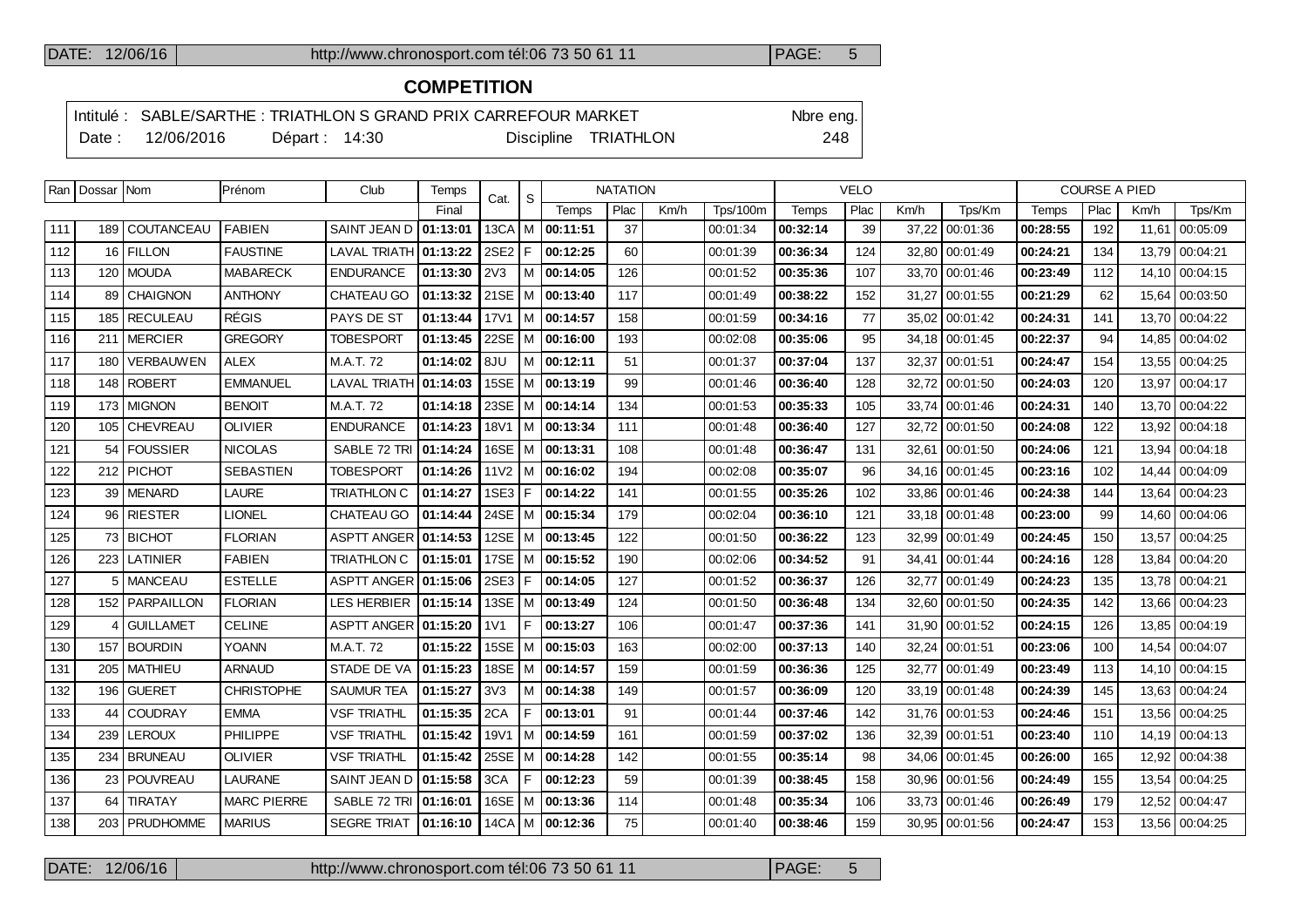## COMPETITION

Intitulé : SABLE/SARTHE : TRIATHLON S GRAND PRIX CARREFOUR MARKET — Nbre eng. 248

Date : 12/06/2016 — Départ : 14:30 — Discipline TRIATHLON

| Ran | Dossar | Nom | Prénom | Club | Temps | Cat. | S | NATATION | | | | VELO | | | | COURSE A PIED | | | |
|---|---|---|---|---|---|---|---|---|---|---|---|---|---|---|---|---|---|---|---|
| | | | | | Final | | | Temps | Plac | Km/h | Tps/100m | Temps | Plac | Km/h | Tps/Km | Temps | Plac | Km/h | Tps/Km |
| 111 | 189 | COUTANCEAU | FABIEN | SAINT JEAN D | **01:13:01** | 13CA | M | **00:11:51** | 37 | | 00:01:34 | **00:32:14** | 39 | 37,22 | 00:01:36 | **00:28:55** | 192 | 11,61 | 00:05:09 |
| 112 | 16 | FILLON | FAUSTINE | LAVAL TRIATH | **01:13:22** | 2SE2 | F | **00:12:25** | 60 | | 00:01:39 | **00:36:34** | 124 | 32,80 | 00:01:49 | **00:24:21** | 134 | 13,79 | 00:04:21 |
| 113 | 120 | MOUDA | MABARECK | ENDURANCE | **01:13:30** | 2V3 | M | **00:14:05** | 126 | | 00:01:52 | **00:35:36** | 107 | 33,70 | 00:01:46 | **00:23:49** | 112 | 14,10 | 00:04:15 |
| 114 | 89 | CHAIGNON | ANTHONY | CHATEAU GO | **01:13:32** | 21SE | M | **00:13:40** | 117 | | 00:01:49 | **00:38:22** | 152 | 31,27 | 00:01:55 | **00:21:29** | 62 | 15,64 | 00:03:50 |
| 115 | 185 | RECULEAU | RÉGIS | PAYS DE ST | **01:13:44** | 17V1 | M | **00:14:57** | 158 | | 00:01:59 | **00:34:16** | 77 | 35,02 | 00:01:42 | **00:24:31** | 141 | 13,70 | 00:04:22 |
| 116 | 211 | MERCIER | GREGORY | TOBESPORT | **01:13:45** | 22SE | M | **00:16:00** | 193 | | 00:02:08 | **00:35:06** | 95 | 34,18 | 00:01:45 | **00:22:37** | 94 | 14,85 | 00:04:02 |
| 117 | 180 | VERBAUWEN | ALEX | M.A.T. 72 | **01:14:02** | 8JU | M | **00:12:11** | 51 | | 00:01:37 | **00:37:04** | 137 | 32,37 | 00:01:51 | **00:24:47** | 154 | 13,55 | 00:04:25 |
| 118 | 148 | ROBERT | EMMANUEL | LAVAL TRIATH | **01:14:03** | 15SE | M | **00:13:19** | 99 | | 00:01:46 | **00:36:40** | 128 | 32,72 | 00:01:50 | **00:24:03** | 120 | 13,97 | 00:04:17 |
| 119 | 173 | MIGNON | BENOIT | M.A.T. 72 | **01:14:18** | 23SE | M | **00:14:14** | 134 | | 00:01:53 | **00:35:33** | 105 | 33,74 | 00:01:46 | **00:24:31** | 140 | 13,70 | 00:04:22 |
| 120 | 105 | CHEVREAU | OLIVIER | ENDURANCE | **01:14:23** | 18V1 | M | **00:13:34** | 111 | | 00:01:48 | **00:36:40** | 127 | 32,72 | 00:01:50 | **00:24:08** | 122 | 13,92 | 00:04:18 |
| 121 | 54 | FOUSSIER | NICOLAS | SABLE 72 TRI | **01:14:24** | 16SE | M | **00:13:31** | 108 | | 00:01:48 | **00:36:47** | 131 | 32,61 | 00:01:50 | **00:24:06** | 121 | 13,94 | 00:04:18 |
| 122 | 212 | PICHOT | SEBASTIEN | TOBESPORT | **01:14:26** | 11V2 | M | **00:16:02** | 194 | | 00:02:08 | **00:35:07** | 96 | 34,16 | 00:01:45 | **00:23:16** | 102 | 14,44 | 00:04:09 |
| 123 | 39 | MENARD | LAURE | TRIATHLON C | **01:14:27** | 1SE3 | F | **00:14:22** | 141 | | 00:01:55 | **00:35:26** | 102 | 33,86 | 00:01:46 | **00:24:38** | 144 | 13,64 | 00:04:23 |
| 124 | 96 | RIESTER | LIONEL | CHATEAU GO | **01:14:44** | 24SE | M | **00:15:34** | 179 | | 00:02:04 | **00:36:10** | 121 | 33,18 | 00:01:48 | **00:23:00** | 99 | 14,60 | 00:04:06 |
| 125 | 73 | BICHOT | FLORIAN | ASPTT ANGER | **01:14:53** | 12SE | M | **00:13:45** | 122 | | 00:01:50 | **00:36:22** | 123 | 32,99 | 00:01:49 | **00:24:45** | 150 | 13,57 | 00:04:25 |
| 126 | 223 | LATINIER | FABIEN | TRIATHLON C | **01:15:01** | 17SE | M | **00:15:52** | 190 | | 00:02:06 | **00:34:52** | 91 | 34,41 | 00:01:44 | **00:24:16** | 128 | 13,84 | 00:04:20 |
| 127 | 5 | MANCEAU | ESTELLE | ASPTT ANGER | **01:15:06** | 2SE3 | F | **00:14:05** | 127 | | 00:01:52 | **00:36:37** | 126 | 32,77 | 00:01:49 | **00:24:23** | 135 | 13,78 | 00:04:21 |
| 128 | 152 | PARPAILLON | FLORIAN | LES HERBIER | **01:15:14** | 13SE | M | **00:13:49** | 124 | | 00:01:50 | **00:36:48** | 134 | 32,60 | 00:01:50 | **00:24:35** | 142 | 13,66 | 00:04:23 |
| 129 | 4 | GUILLAMET | CELINE | ASPTT ANGER | **01:15:20** | 1V1 | F | **00:13:27** | 106 | | 00:01:47 | **00:37:36** | 141 | 31,90 | 00:01:52 | **00:24:15** | 126 | 13,85 | 00:04:19 |
| 130 | 157 | BOURDIN | YOANN | M.A.T. 72 | **01:15:22** | 15SE | M | **00:15:03** | 163 | | 00:02:00 | **00:37:13** | 140 | 32,24 | 00:01:51 | **00:23:06** | 100 | 14,54 | 00:04:07 |
| 131 | 205 | MATHIEU | ARNAUD | STADE DE VA | **01:15:23** | 18SE | M | **00:14:57** | 159 | | 00:01:59 | **00:36:36** | 125 | 32,77 | 00:01:49 | **00:23:49** | 113 | 14,10 | 00:04:15 |
| 132 | 196 | GUERET | CHRISTOPHE | SAUMUR TEA | **01:15:27** | 3V3 | M | **00:14:38** | 149 | | 00:01:57 | **00:36:09** | 120 | 33,19 | 00:01:48 | **00:24:39** | 145 | 13,63 | 00:04:24 |
| 133 | 44 | COUDRAY | EMMA | VSF TRIATHL | **01:15:35** | 2CA | F | **00:13:01** | 91 | | 00:01:44 | **00:37:46** | 142 | 31,76 | 00:01:53 | **00:24:46** | 151 | 13,56 | 00:04:25 |
| 134 | 239 | LEROUX | PHILIPPE | VSF TRIATHL | **01:15:42** | 19V1 | M | **00:14:59** | 161 | | 00:01:59 | **00:37:02** | 136 | 32,39 | 00:01:51 | **00:23:40** | 110 | 14,19 | 00:04:13 |
| 135 | 234 | BRUNEAU | OLIVIER | VSF TRIATHL | **01:15:42** | 25SE | M | **00:14:28** | 142 | | 00:01:55 | **00:35:14** | 98 | 34,06 | 00:01:45 | **00:26:00** | 165 | 12,92 | 00:04:38 |
| 136 | 23 | POUVREAU | LAURANE | SAINT JEAN D | **01:15:58** | 3CA | F | **00:12:23** | 59 | | 00:01:39 | **00:38:45** | 158 | 30,96 | 00:01:56 | **00:24:49** | 155 | 13,54 | 00:04:25 |
| 137 | 64 | TIRATAY | MARC PIERRE | SABLE 72 TRI | **01:16:01** | 16SE | M | **00:13:36** | 114 | | 00:01:48 | **00:35:34** | 106 | 33,73 | 00:01:46 | **00:26:49** | 179 | 12,52 | 00:04:47 |
| 138 | 203 | PRUDHOMME | MARIUS | SEGRE TRIAT | **01:16:10** | 14CA | M | **00:12:36** | 75 | | 00:01:40 | **00:38:46** | 159 | 30,95 | 00:01:56 | **00:24:47** | 153 | 13,56 | 00:04:25 |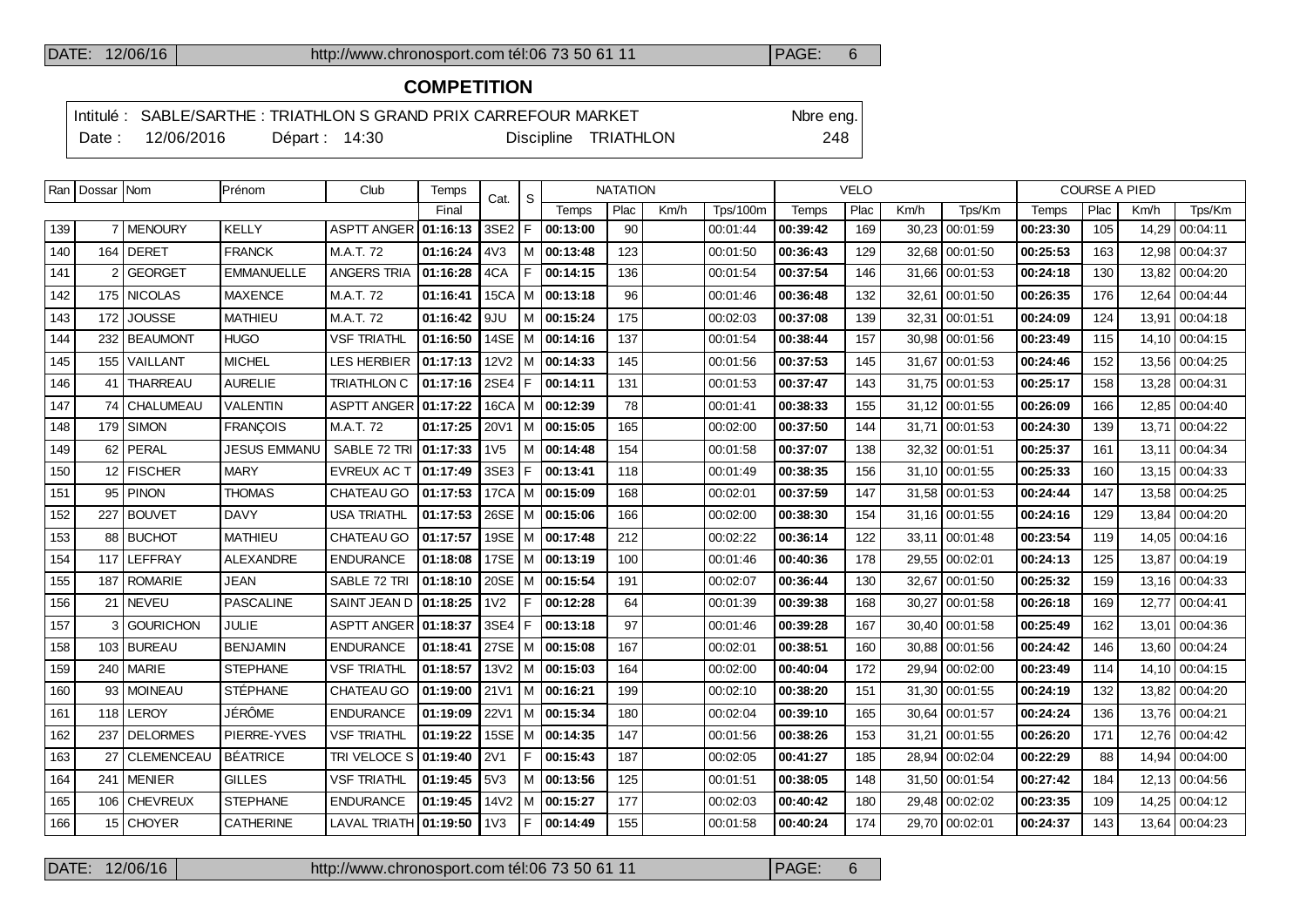## COMPETITION

Intitulé : SABLE/SARTHE : TRIATHLON S GRAND PRIX CARREFOUR MARKET — Nbre eng.

Date : 12/06/2016 — Départ : 14:30 — Discipline TRIATHLON — 248

| Ran | Dossar | Nom | Prénom | Club | Temps | Cat. | S | NATATION | | | | VELO | | | | COURSE A PIED | | | |
|---|---|---|---|---|---|---|---|---|---|---|---|---|---|---|---|---|---|---|---|
| | | | | | Final | | | Temps | Plac | Km/h | Tps/100m | Temps | Plac | Km/h | Tps/Km | Temps | Plac | Km/h | Tps/Km |
| 139 | 7 | MENOURY | KELLY | ASPTT ANGER | 01:16:13 | 3SE2 | F | 00:13:00 | 90 | | 00:01:44 | 00:39:42 | 169 | 30,23 | 00:01:59 | 00:23:30 | 105 | 14,29 | 00:04:11 |
| 140 | 164 | DERET | FRANCK | M.A.T. 72 | 01:16:24 | 4V3 | M | 00:13:48 | 123 | | 00:01:50 | 00:36:43 | 129 | 32,68 | 00:01:50 | 00:25:53 | 163 | 12,98 | 00:04:37 |
| 141 | 2 | GEORGET | EMMANUELLE | ANGERS TRIA | 01:16:28 | 4CA | F | 00:14:15 | 136 | | 00:01:54 | 00:37:54 | 146 | 31,66 | 00:01:53 | 00:24:18 | 130 | 13,82 | 00:04:20 |
| 142 | 175 | NICOLAS | MAXENCE | M.A.T. 72 | 01:16:41 | 15CA | M | 00:13:18 | 96 | | 00:01:46 | 00:36:48 | 132 | 32,61 | 00:01:50 | 00:26:35 | 176 | 12,64 | 00:04:44 |
| 143 | 172 | JOUSSE | MATHIEU | M.A.T. 72 | 01:16:42 | 9JU | M | 00:15:24 | 175 | | 00:02:03 | 00:37:08 | 139 | 32,31 | 00:01:51 | 00:24:09 | 124 | 13,91 | 00:04:18 |
| 144 | 232 | BEAUMONT | HUGO | VSF TRIATHL | 01:16:50 | 14SE | M | 00:14:16 | 137 | | 00:01:54 | 00:38:44 | 157 | 30,98 | 00:01:56 | 00:23:49 | 115 | 14,10 | 00:04:15 |
| 145 | 155 | VAILLANT | MICHEL | LES HERBIER | 01:17:13 | 12V2 | M | 00:14:33 | 145 | | 00:01:56 | 00:37:53 | 145 | 31,67 | 00:01:53 | 00:24:46 | 152 | 13,56 | 00:04:25 |
| 146 | 41 | THARREAU | AURELIE | TRIATHLON C | 01:17:16 | 2SE4 | F | 00:14:11 | 131 | | 00:01:53 | 00:37:47 | 143 | 31,75 | 00:01:53 | 00:25:17 | 158 | 13,28 | 00:04:31 |
| 147 | 74 | CHALUMEAU | VALENTIN | ASPTT ANGER | 01:17:22 | 16CA | M | 00:12:39 | 78 | | 00:01:41 | 00:38:33 | 155 | 31,12 | 00:01:55 | 00:26:09 | 166 | 12,85 | 00:04:40 |
| 148 | 179 | SIMON | FRANÇOIS | M.A.T. 72 | 01:17:25 | 20V1 | M | 00:15:05 | 165 | | 00:02:00 | 00:37:50 | 144 | 31,71 | 00:01:53 | 00:24:30 | 139 | 13,71 | 00:04:22 |
| 149 | 62 | PERAL | JESUS EMMANU | SABLE 72 TRI | 01:17:33 | 1V5 | M | 00:14:48 | 154 | | 00:01:58 | 00:37:07 | 138 | 32,32 | 00:01:51 | 00:25:37 | 161 | 13,11 | 00:04:34 |
| 150 | 12 | FISCHER | MARY | EVREUX AC T | 01:17:49 | 3SE3 | F | 00:13:41 | 118 | | 00:01:49 | 00:38:35 | 156 | 31,10 | 00:01:55 | 00:25:33 | 160 | 13,15 | 00:04:33 |
| 151 | 95 | PINON | THOMAS | CHATEAU GO | 01:17:53 | 17CA | M | 00:15:09 | 168 | | 00:02:01 | 00:37:59 | 147 | 31,58 | 00:01:53 | 00:24:44 | 147 | 13,58 | 00:04:25 |
| 152 | 227 | BOUVET | DAVY | USA TRIATHL | 01:17:53 | 26SE | M | 00:15:06 | 166 | | 00:02:00 | 00:38:30 | 154 | 31,16 | 00:01:55 | 00:24:16 | 129 | 13,84 | 00:04:20 |
| 153 | 88 | BUCHOT | MATHIEU | CHATEAU GO | 01:17:57 | 19SE | M | 00:17:48 | 212 | | 00:02:22 | 00:36:14 | 122 | 33,11 | 00:01:48 | 00:23:54 | 119 | 14,05 | 00:04:16 |
| 154 | 117 | LEFFRAY | ALEXANDRE | ENDURANCE | 01:18:08 | 17SE | M | 00:13:19 | 100 | | 00:01:46 | 00:40:36 | 178 | 29,55 | 00:02:01 | 00:24:13 | 125 | 13,87 | 00:04:19 |
| 155 | 187 | ROMARIE | JEAN | SABLE 72 TRI | 01:18:10 | 20SE | M | 00:15:54 | 191 | | 00:02:07 | 00:36:44 | 130 | 32,67 | 00:01:50 | 00:25:32 | 159 | 13,16 | 00:04:33 |
| 156 | 21 | NEVEU | PASCALINE | SAINT JEAN D | 01:18:25 | 1V2 | F | 00:12:28 | 64 | | 00:01:39 | 00:39:38 | 168 | 30,27 | 00:01:58 | 00:26:18 | 169 | 12,77 | 00:04:41 |
| 157 | 3 | GOURICHON | JULIE | ASPTT ANGER | 01:18:37 | 3SE4 | F | 00:13:18 | 97 | | 00:01:46 | 00:39:28 | 167 | 30,40 | 00:01:58 | 00:25:49 | 162 | 13,01 | 00:04:36 |
| 158 | 103 | BUREAU | BENJAMIN | ENDURANCE | 01:18:41 | 27SE | M | 00:15:08 | 167 | | 00:02:01 | 00:38:51 | 160 | 30,88 | 00:01:56 | 00:24:42 | 146 | 13,60 | 00:04:24 |
| 159 | 240 | MARIE | STEPHANE | VSF TRIATHL | 01:18:57 | 13V2 | M | 00:15:03 | 164 | | 00:02:00 | 00:40:04 | 172 | 29,94 | 00:02:00 | 00:23:49 | 114 | 14,10 | 00:04:15 |
| 160 | 93 | MOINEAU | STÉPHANE | CHATEAU GO | 01:19:00 | 21V1 | M | 00:16:21 | 199 | | 00:02:10 | 00:38:20 | 151 | 31,30 | 00:01:55 | 00:24:19 | 132 | 13,82 | 00:04:20 |
| 161 | 118 | LEROY | JÉRÔME | ENDURANCE | 01:19:09 | 22V1 | M | 00:15:34 | 180 | | 00:02:04 | 00:39:10 | 165 | 30,64 | 00:01:57 | 00:24:24 | 136 | 13,76 | 00:04:21 |
| 162 | 237 | DELORMES | PIERRE-YVES | VSF TRIATHL | 01:19:22 | 15SE | M | 00:14:35 | 147 | | 00:01:56 | 00:38:26 | 153 | 31,21 | 00:01:55 | 00:26:20 | 171 | 12,76 | 00:04:42 |
| 163 | 27 | CLEMENCEAU | BÉATRICE | TRI VELOCE S | 01:19:40 | 2V1 | F | 00:15:43 | 187 | | 00:02:05 | 00:41:27 | 185 | 28,94 | 00:02:04 | 00:22:29 | 88 | 14,94 | 00:04:00 |
| 164 | 241 | MENIER | GILLES | VSF TRIATHL | 01:19:45 | 5V3 | M | 00:13:56 | 125 | | 00:01:51 | 00:38:05 | 148 | 31,50 | 00:01:54 | 00:27:42 | 184 | 12,13 | 00:04:56 |
| 165 | 106 | CHEVREUX | STEPHANE | ENDURANCE | 01:19:45 | 14V2 | M | 00:15:27 | 177 | | 00:02:03 | 00:40:42 | 180 | 29,48 | 00:02:02 | 00:23:35 | 109 | 14,25 | 00:04:12 |
| 166 | 15 | CHOYER | CATHERINE | LAVAL TRIATH | 01:19:50 | 1V3 | F | 00:14:49 | 155 | | 00:01:58 | 00:40:24 | 174 | 29,70 | 00:02:01 | 00:24:37 | 143 | 13,64 | 00:04:23 |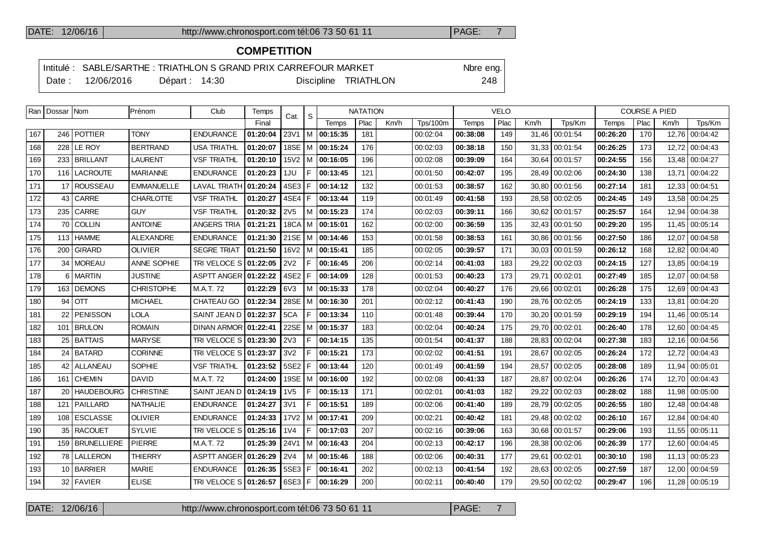## COMPETITION

Intitulé : SABLE/SARTHE : TRIATHLON S GRAND PRIX CARREFOUR MARKET — Nbre eng. 248

Date : 12/06/2016 — Départ : 14:30 — Discipline TRIATHLON

| Ran | Dossar | Nom | Prénom | Club | Temps | Cat. | S | NATATION | | | | VELO | | | | COURSE A PIED | | | |
|---|---|---|---|---|---|---|---|---|---|---|---|---|---|---|---|---|---|---|---|
| | | | | | Final | | | Temps | Plac | Km/h | Tps/100m | Temps | Plac | Km/h | Tps/Km | Temps | Plac | Km/h | Tps/Km |
| 167 | 246 | POTTIER | TONY | ENDURANCE | **01:20:04** | 23V1 | M | **00:15:35** | 181 | | 00:02:04 | **00:38:08** | 149 | 31,46 | 00:01:54 | **00:26:20** | 170 | 12,76 | 00:04:42 |
| 168 | 228 | LE ROY | BERTRAND | USA TRIATHL | **01:20:07** | 18SE | M | **00:15:24** | 176 | | 00:02:03 | **00:38:18** | 150 | 31,33 | 00:01:54 | **00:26:25** | 173 | 12,72 | 00:04:43 |
| 169 | 233 | BRILLANT | LAURENT | VSF TRIATHL | **01:20:10** | 15V2 | M | **00:16:05** | 196 | | 00:02:08 | **00:39:09** | 164 | 30,64 | 00:01:57 | **00:24:55** | 156 | 13,48 | 00:04:27 |
| 170 | 116 | LACROUTE | MARIANNE | ENDURANCE | **01:20:23** | 1JU | F | **00:13:45** | 121 | | 00:01:50 | **00:42:07** | 195 | 28,49 | 00:02:06 | **00:24:30** | 138 | 13,71 | 00:04:22 |
| 171 | 17 | ROUSSEAU | EMMANUELLE | LAVAL TRIATH | **01:20:24** | 4SE3 | F | **00:14:12** | 132 | | 00:01:53 | **00:38:57** | 162 | 30,80 | 00:01:56 | **00:27:14** | 181 | 12,33 | 00:04:51 |
| 172 | 43 | CARRE | CHARLOTTE | VSF TRIATHL | **01:20:27** | 4SE4 | F | **00:13:44** | 119 | | 00:01:49 | **00:41:58** | 193 | 28,58 | 00:02:05 | **00:24:45** | 149 | 13,58 | 00:04:25 |
| 173 | 235 | CARRE | GUY | VSF TRIATHL | **01:20:32** | 2V5 | M | **00:15:23** | 174 | | 00:02:03 | **00:39:11** | 166 | 30,62 | 00:01:57 | **00:25:57** | 164 | 12,94 | 00:04:38 |
| 174 | 70 | COLLIN | ANTOINE | ANGERS TRIA | **01:21:21** | 18CA | M | **00:15:01** | 162 | | 00:02:00 | **00:36:59** | 135 | 32,43 | 00:01:50 | **00:29:20** | 195 | 11,45 | 00:05:14 |
| 175 | 113 | HAMME | ALEXANDRE | ENDURANCE | **01:21:30** | 21SE | M | **00:14:46** | 153 | | 00:01:58 | **00:38:53** | 161 | 30,86 | 00:01:56 | **00:27:50** | 186 | 12,07 | 00:04:58 |
| 176 | 200 | GIRARD | OLIVIER | SEGRE TRIAT | **01:21:50** | 16V2 | M | **00:15:41** | 185 | | 00:02:05 | **00:39:57** | 171 | 30,03 | 00:01:59 | **00:26:12** | 168 | 12,82 | 00:04:40 |
| 177 | 34 | MOREAU | ANNE SOPHIE | TRI VELOCE S | **01:22:05** | 2V2 | F | **00:16:45** | 206 | | 00:02:14 | **00:41:03** | 183 | 29,22 | 00:02:03 | **00:24:15** | 127 | 13,85 | 00:04:19 |
| 178 | 6 | MARTIN | JUSTINE | ASPTT ANGER | **01:22:22** | 4SE2 | F | **00:14:09** | 128 | | 00:01:53 | **00:40:23** | 173 | 29,71 | 00:02:01 | **00:27:49** | 185 | 12,07 | 00:04:58 |
| 179 | 163 | DEMONS | CHRISTOPHE | M.A.T. 72 | **01:22:29** | 6V3 | M | **00:15:33** | 178 | | 00:02:04 | **00:40:27** | 176 | 29,66 | 00:02:01 | **00:26:28** | 175 | 12,69 | 00:04:43 |
| 180 | 94 | OTT | MICHAEL | CHATEAU GO | **01:22:34** | 28SE | M | **00:16:30** | 201 | | 00:02:12 | **00:41:43** | 190 | 28,76 | 00:02:05 | **00:24:19** | 133 | 13,81 | 00:04:20 |
| 181 | 22 | PENISSON | LOLA | SAINT JEAN D | **01:22:37** | 5CA | F | **00:13:34** | 110 | | 00:01:48 | **00:39:44** | 170 | 30,20 | 00:01:59 | **00:29:19** | 194 | 11,46 | 00:05:14 |
| 182 | 101 | BRULON | ROMAIN | DINAN ARMOR | **01:22:41** | 22SE | M | **00:15:37** | 183 | | 00:02:04 | **00:40:24** | 175 | 29,70 | 00:02:01 | **00:26:40** | 178 | 12,60 | 00:04:45 |
| 183 | 25 | BATTAIS | MARYSE | TRI VELOCE S | **01:23:30** | 2V3 | F | **00:14:15** | 135 | | 00:01:54 | **00:41:37** | 188 | 28,83 | 00:02:04 | **00:27:38** | 183 | 12,16 | 00:04:56 |
| 184 | 24 | BATARD | CORINNE | TRI VELOCE S | **01:23:37** | 3V2 | F | **00:15:21** | 173 | | 00:02:02 | **00:41:51** | 191 | 28,67 | 00:02:05 | **00:26:24** | 172 | 12,72 | 00:04:43 |
| 185 | 42 | ALLANEAU | SOPHIE | VSF TRIATHL | **01:23:52** | 5SE2 | F | **00:13:44** | 120 | | 00:01:49 | **00:41:59** | 194 | 28,57 | 00:02:05 | **00:28:08** | 189 | 11,94 | 00:05:01 |
| 186 | 161 | CHEMIN | DAVID | M.A.T. 72 | **01:24:00** | 19SE | M | **00:16:00** | 192 | | 00:02:08 | **00:41:33** | 187 | 28,87 | 00:02:04 | **00:26:26** | 174 | 12,70 | 00:04:43 |
| 187 | 20 | HAUDEBOURG | CHRISTINE | SAINT JEAN D | **01:24:19** | 1V5 | F | **00:15:13** | 171 | | 00:02:01 | **00:41:03** | 182 | 29,22 | 00:02:03 | **00:28:02** | 188 | 11,98 | 00:05:00 |
| 188 | 121 | PAILLARD | NATHALIE | ENDURANCE | **01:24:27** | 3V1 | F | **00:15:51** | 189 | | 00:02:06 | **00:41:40** | 189 | 28,79 | 00:02:05 | **00:26:55** | 180 | 12,48 | 00:04:48 |
| 189 | 108 | ESCLASSE | OLIVIER | ENDURANCE | **01:24:33** | 17V2 | M | **00:17:41** | 209 | | 00:02:21 | **00:40:42** | 181 | 29,48 | 00:02:02 | **00:26:10** | 167 | 12,84 | 00:04:40 |
| 190 | 35 | RACOUET | SYLVIE | TRI VELOCE S | **01:25:16** | 1V4 | F | **00:17:03** | 207 | | 00:02:16 | **00:39:06** | 163 | 30,68 | 00:01:57 | **00:29:06** | 193 | 11,55 | 00:05:11 |
| 191 | 159 | BRUNELLIERE | PIERRE | M.A.T. 72 | **01:25:39** | 24V1 | M | **00:16:43** | 204 | | 00:02:13 | **00:42:17** | 196 | 28,38 | 00:02:06 | **00:26:39** | 177 | 12,60 | 00:04:45 |
| 192 | 78 | LALLERON | THIERRY | ASPTT ANGER | **01:26:29** | 2V4 | M | **00:15:46** | 188 | | 00:02:06 | **00:40:31** | 177 | 29,61 | 00:02:01 | **00:30:10** | 198 | 11,13 | 00:05:23 |
| 193 | 10 | BARRIER | MARIE | ENDURANCE | **01:26:35** | 5SE3 | F | **00:16:41** | 202 | | 00:02:13 | **00:41:54** | 192 | 28,63 | 00:02:05 | **00:27:59** | 187 | 12,00 | 00:04:59 |
| 194 | 32 | FAVIER | ELISE | TRI VELOCE S | **01:26:57** | 6SE3 | F | **00:16:29** | 200 | | 00:02:11 | **00:40:40** | 179 | 29,50 | 00:02:02 | **00:29:47** | 196 | 11,28 | 00:05:19 |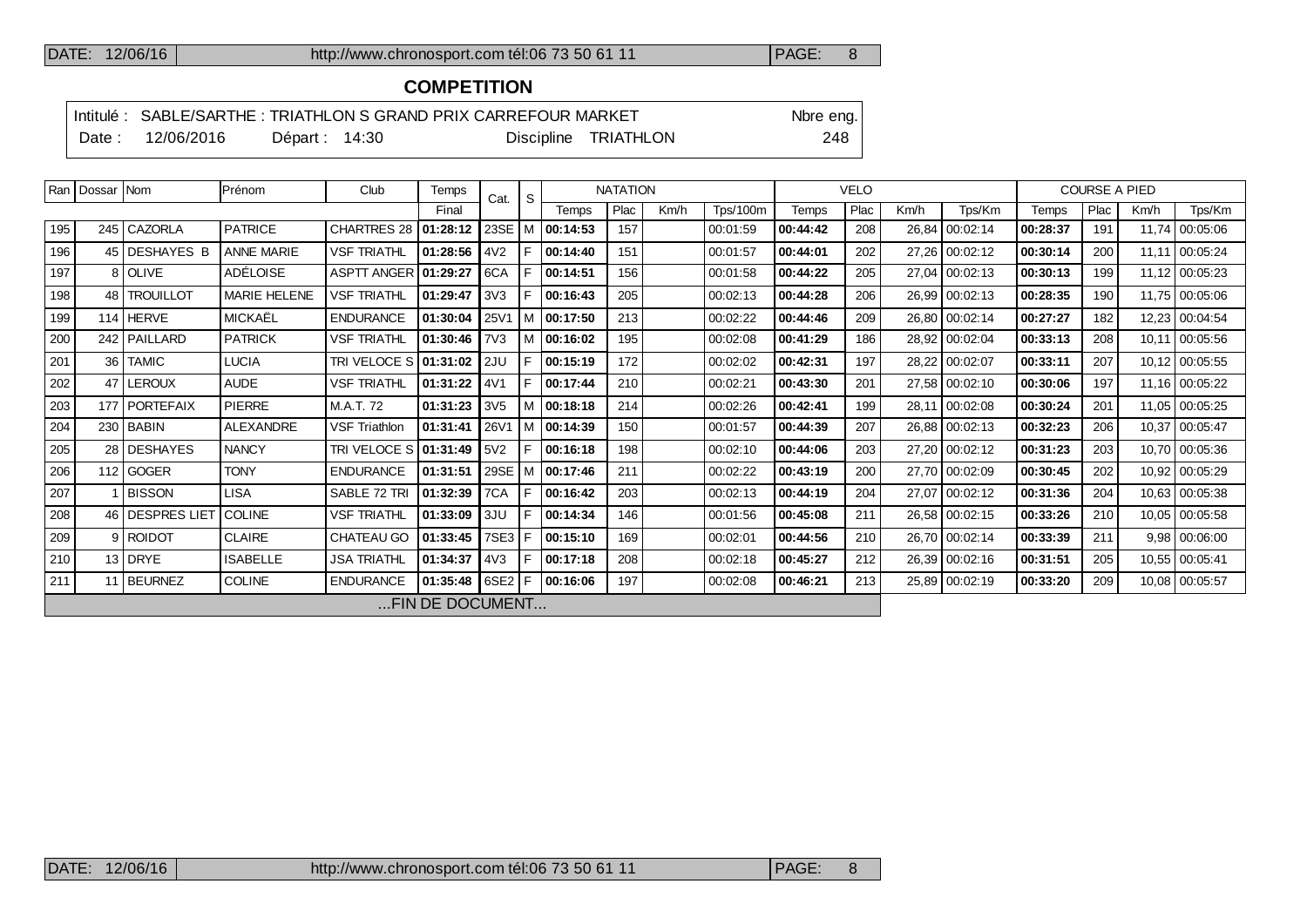## COMPETITION

| Intitulé : SABLE/SARTHE : TRIATHLON S GRAND PRIX CARREFOUR MARKET | | Nbre eng. |
|---|---|---|
| Date : 12/06/2016 Départ : 14:30 | Discipline TRIATHLON | 248 |

| Ran | Dossar | Nom | Prénom | Club | Temps | Cat. | S | NATATION | | | | VELO | | | | COURSE A PIED | | | |
|---|---|---|---|---|---|---|---|---|---|---|---|---|---|---|---|---|---|---|---|
| | | | | | Final | | | Temps | Plac | Km/h | Tps/100m | Temps | Plac | Km/h | Tps/Km | Temps | Plac | Km/h | Tps/Km |
| 195 | 245 | CAZORLA | PATRICE | CHARTRES 28 | 01:28:12 | 23SE | M | 00:14:53 | 157 | | 00:01:59 | 00:44:42 | 208 | 26,84 | 00:02:14 | 00:28:37 | 191 | 11,74 | 00:05:06 |
| 196 | 45 | DESHAYES B | ANNE MARIE | VSF TRIATHL | 01:28:56 | 4V2 | F | 00:14:40 | 151 | | 00:01:57 | 00:44:01 | 202 | 27,26 | 00:02:12 | 00:30:14 | 200 | 11,11 | 00:05:24 |
| 197 | 8 | OLIVE | ADÉLOISE | ASPTT ANGER | 01:29:27 | 6CA | F | 00:14:51 | 156 | | 00:01:58 | 00:44:22 | 205 | 27,04 | 00:02:13 | 00:30:13 | 199 | 11,12 | 00:05:23 |
| 198 | 48 | TROUILLOT | MARIE HELENE | VSF TRIATHL | 01:29:47 | 3V3 | F | 00:16:43 | 205 | | 00:02:13 | 00:44:28 | 206 | 26,99 | 00:02:13 | 00:28:35 | 190 | 11,75 | 00:05:06 |
| 199 | 114 | HERVE | MICKAËL | ENDURANCE | 01:30:04 | 25V1 | M | 00:17:50 | 213 | | 00:02:22 | 00:44:46 | 209 | 26,80 | 00:02:14 | 00:27:27 | 182 | 12,23 | 00:04:54 |
| 200 | 242 | PAILLARD | PATRICK | VSF TRIATHL | 01:30:46 | 7V3 | M | 00:16:02 | 195 | | 00:02:08 | 00:41:29 | 186 | 28,92 | 00:02:04 | 00:33:13 | 208 | 10,11 | 00:05:56 |
| 201 | 36 | TAMIC | LUCIA | TRI VELOCE S | 01:31:02 | 2JU | F | 00:15:19 | 172 | | 00:02:02 | 00:42:31 | 197 | 28,22 | 00:02:07 | 00:33:11 | 207 | 10,12 | 00:05:55 |
| 202 | 47 | LEROUX | AUDE | VSF TRIATHL | 01:31:22 | 4V1 | F | 00:17:44 | 210 | | 00:02:21 | 00:43:30 | 201 | 27,58 | 00:02:10 | 00:30:06 | 197 | 11,16 | 00:05:22 |
| 203 | 177 | PORTEFAIX | PIERRE | M.A.T. 72 | 01:31:23 | 3V5 | M | 00:18:18 | 214 | | 00:02:26 | 00:42:41 | 199 | 28,11 | 00:02:08 | 00:30:24 | 201 | 11,05 | 00:05:25 |
| 204 | 230 | BABIN | ALEXANDRE | VSF Triathlon | 01:31:41 | 26V1 | M | 00:14:39 | 150 | | 00:01:57 | 00:44:39 | 207 | 26,88 | 00:02:13 | 00:32:23 | 206 | 10,37 | 00:05:47 |
| 205 | 28 | DESHAYES | NANCY | TRI VELOCE S | 01:31:49 | 5V2 | F | 00:16:18 | 198 | | 00:02:10 | 00:44:06 | 203 | 27,20 | 00:02:12 | 00:31:23 | 203 | 10,70 | 00:05:36 |
| 206 | 112 | GOGER | TONY | ENDURANCE | 01:31:51 | 29SE | M | 00:17:46 | 211 | | 00:02:22 | 00:43:19 | 200 | 27,70 | 00:02:09 | 00:30:45 | 202 | 10,92 | 00:05:29 |
| 207 | 1 | BISSON | LISA | SABLE 72 TRI | 01:32:39 | 7CA | F | 00:16:42 | 203 | | 00:02:13 | 00:44:19 | 204 | 27,07 | 00:02:12 | 00:31:36 | 204 | 10,63 | 00:05:38 |
| 208 | 46 | DESPRES LIET | COLINE | VSF TRIATHL | 01:33:09 | 3JU | F | 00:14:34 | 146 | | 00:01:56 | 00:45:08 | 211 | 26,58 | 00:02:15 | 00:33:26 | 210 | 10,05 | 00:05:58 |
| 209 | 9 | ROIDOT | CLAIRE | CHATEAU GO | 01:33:45 | 7SE3 | F | 00:15:10 | 169 | | 00:02:01 | 00:44:56 | 210 | 26,70 | 00:02:14 | 00:33:39 | 211 | 9,98 | 00:06:00 |
| 210 | 13 | DRYE | ISABELLE | JSA TRIATHL | 01:34:37 | 4V3 | F | 00:17:18 | 208 | | 00:02:18 | 00:45:27 | 212 | 26,39 | 00:02:16 | 00:31:51 | 205 | 10,55 | 00:05:41 |
| 211 | 11 | BEURNEZ | COLINE | ENDURANCE | 01:35:48 | 6SE2 | F | 00:16:06 | 197 | | 00:02:08 | 00:46:21 | 213 | 25,89 | 00:02:19 | 00:33:20 | 209 | 10,08 | 00:05:57 |

...FIN DE DOCUMENT...